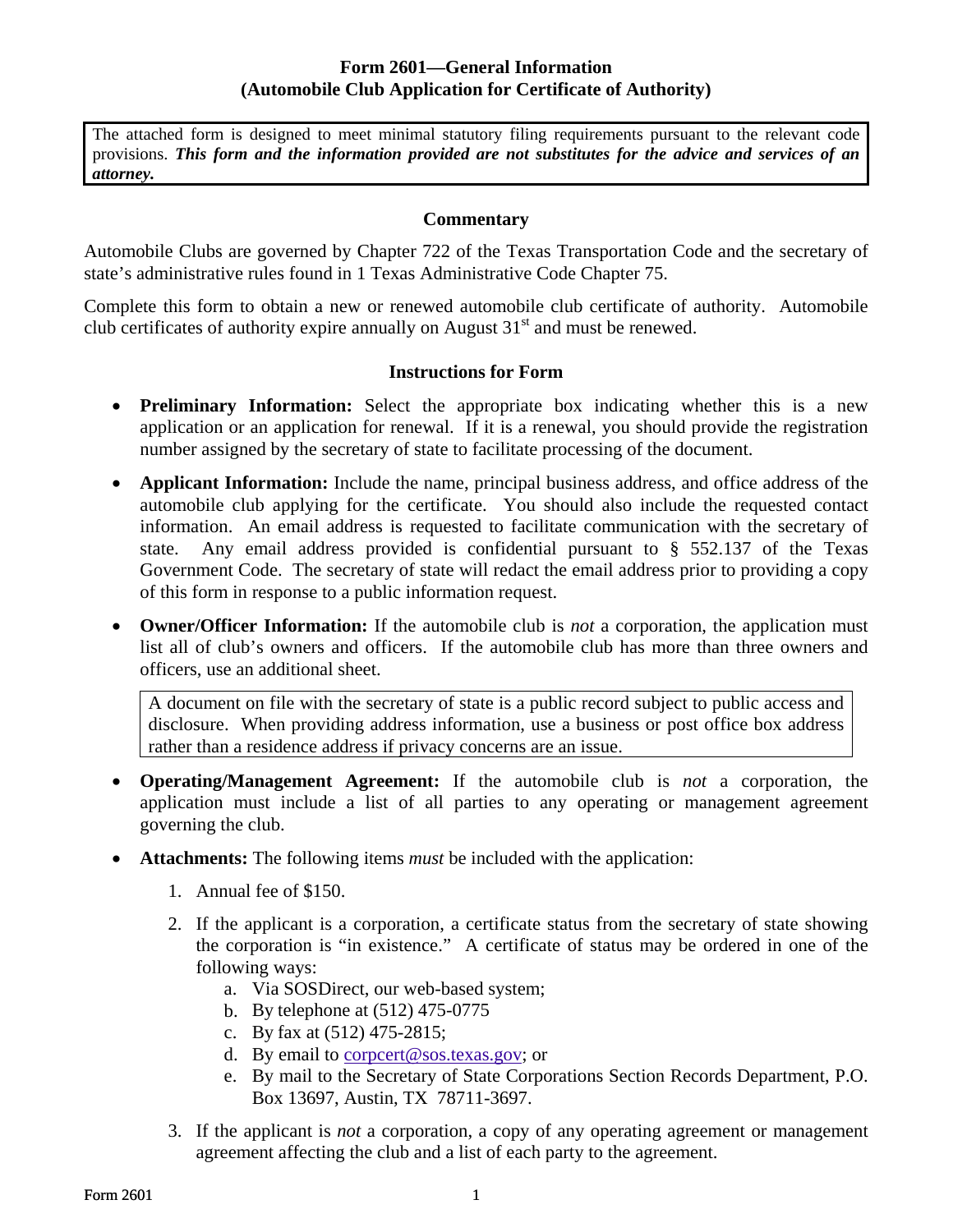# Form 2601—General Information
## (Automobile Club Application for Certificate of Authority)

The attached form is designed to meet minimal statutory filing requirements pursuant to the relevant code provisions. ***This form and the information provided are not substitutes for the advice and services of an attorney.***

### Commentary

Automobile Clubs are governed by Chapter 722 of the Texas Transportation Code and the secretary of state's administrative rules found in 1 Texas Administrative Code Chapter 75.

Complete this form to obtain a new or renewed automobile club certificate of authority. Automobile club certificates of authority expire annually on August 31st and must be renewed.

### Instructions for Form

- **Preliminary Information:** Select the appropriate box indicating whether this is a new application or an application for renewal. If it is a renewal, you should provide the registration number assigned by the secretary of state to facilitate processing of the document.
- **Applicant Information:** Include the name, principal business address, and office address of the automobile club applying for the certificate. You should also include the requested contact information. An email address is requested to facilitate communication with the secretary of state. Any email address provided is confidential pursuant to § 552.137 of the Texas Government Code. The secretary of state will redact the email address prior to providing a copy of this form in response to a public information request.
- **Owner/Officer Information:** If the automobile club is *not* a corporation, the application must list all of club's owners and officers. If the automobile club has more than three owners and officers, use an additional sheet.

  A document on file with the secretary of state is a public record subject to public access and disclosure. When providing address information, use a business or post office box address rather than a residence address if privacy concerns are an issue.

- **Operating/Management Agreement:** If the automobile club is *not* a corporation, the application must include a list of all parties to any operating or management agreement governing the club.
- **Attachments:** The following items *must* be included with the application:
  1. Annual fee of $150.
  2. If the applicant is a corporation, a certificate status from the secretary of state showing the corporation is "in existence." A certificate of status may be ordered in one of the following ways:
     a. Via SOSDirect, our web-based system;
     b. By telephone at (512) 475-0775
     c. By fax at (512) 475-2815;
     d. By email to corpcert@sos.texas.gov; or
     e. By mail to the Secretary of State Corporations Section Records Department, P.O. Box 13697, Austin, TX 78711-3697.
  3. If the applicant is *not* a corporation, a copy of any operating agreement or management agreement affecting the club and a list of each party to the agreement.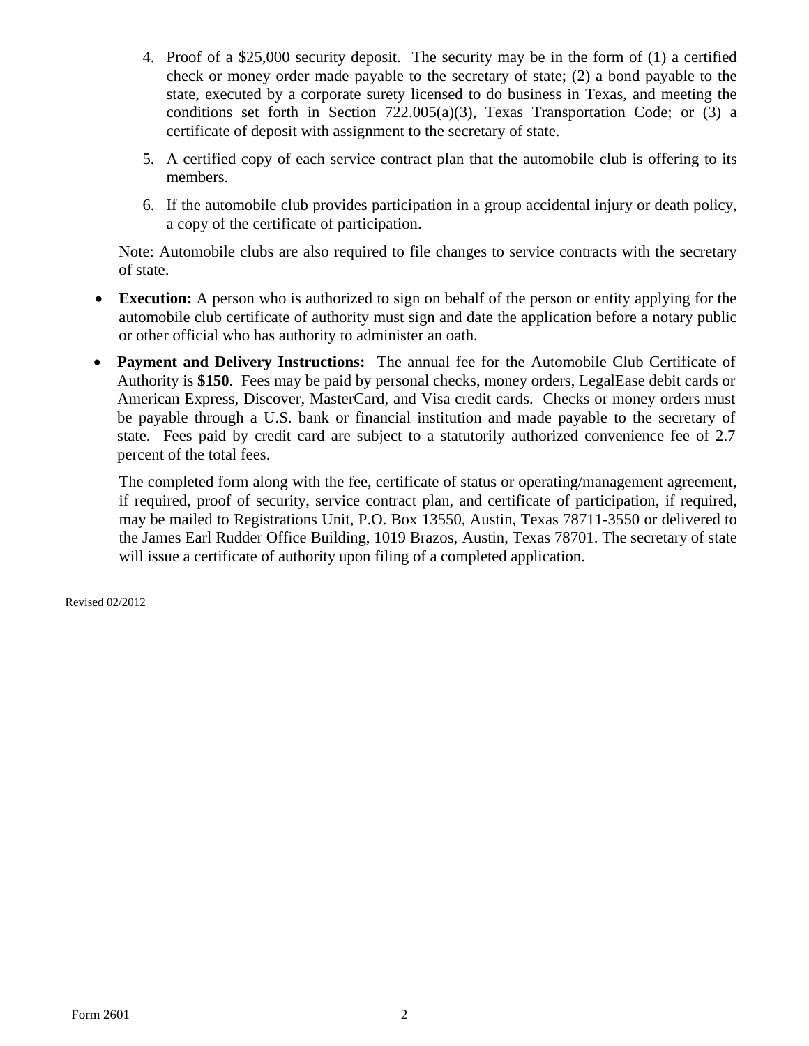4. Proof of a $25,000 security deposit. The security may be in the form of (1) a certified check or money order made payable to the secretary of state; (2) a bond payable to the state, executed by a corporate surety licensed to do business in Texas, and meeting the conditions set forth in Section 722.005(a)(3), Texas Transportation Code; or (3) a certificate of deposit with assignment to the secretary of state.
5. A certified copy of each service contract plan that the automobile club is offering to its members.
6. If the automobile club provides participation in a group accidental injury or death policy, a copy of the certificate of participation.

Note: Automobile clubs are also required to file changes to service contracts with the secretary of state.

- **Execution:** A person who is authorized to sign on behalf of the person or entity applying for the automobile club certificate of authority must sign and date the application before a notary public or other official who has authority to administer an oath.
- **Payment and Delivery Instructions:** The annual fee for the Automobile Club Certificate of Authority is **$150**. Fees may be paid by personal checks, money orders, LegalEase debit cards or American Express, Discover, MasterCard, and Visa credit cards. Checks or money orders must be payable through a U.S. bank or financial institution and made payable to the secretary of state. Fees paid by credit card are subject to a statutorily authorized convenience fee of 2.7 percent of the total fees.

  The completed form along with the fee, certificate of status or operating/management agreement, if required, proof of security, service contract plan, and certificate of participation, if required, may be mailed to Registrations Unit, P.O. Box 13550, Austin, Texas 78711-3550 or delivered to the James Earl Rudder Office Building, 1019 Brazos, Austin, Texas 78701. The secretary of state will issue a certificate of authority upon filing of a completed application.

Revised 02/2012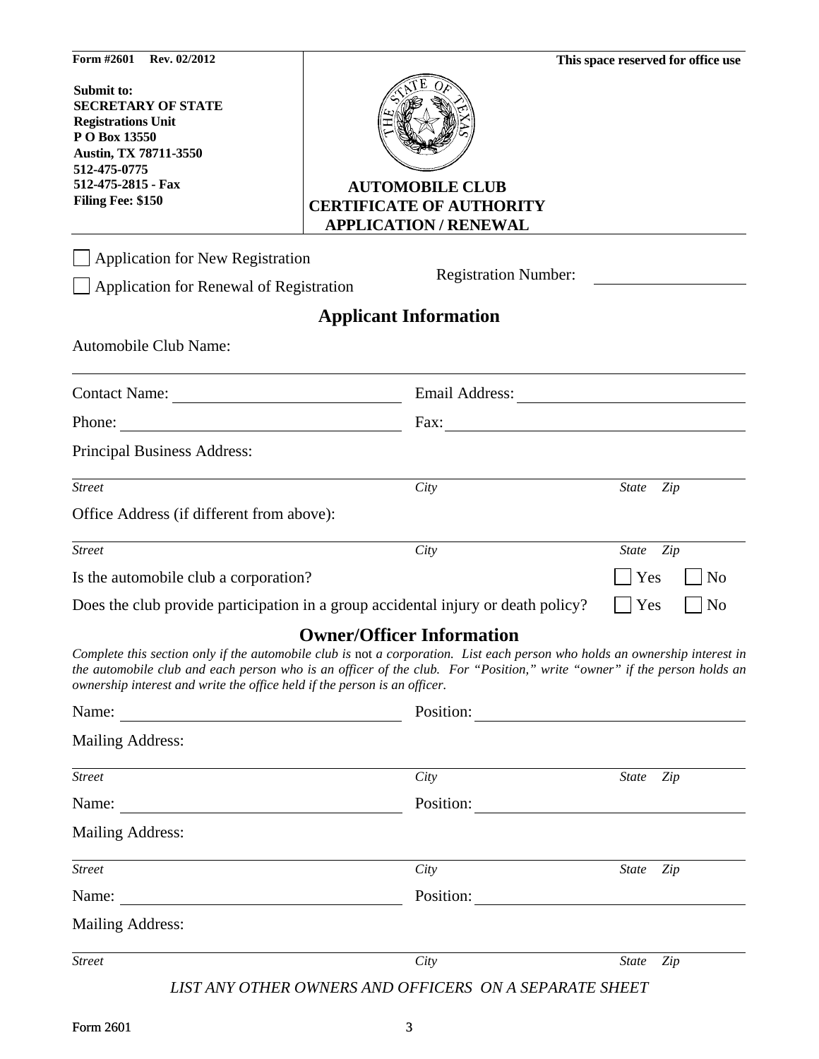**Form #2601 Rev. 02/2012**

**Submit to:**
**SECRETARY OF STATE**
**Registrations Unit**
**P O Box 13550**
**Austin, TX 78711-3550**
**512-475-0775**
**512-475-2815 - Fax**
**Filing Fee: $150**

**This space reserved for office use**

# AUTOMOBILE CLUB CERTIFICATE OF AUTHORITY APPLICATION / RENEWAL

☐ Application for New Registration

☐ Application for Renewal of Registration

Registration Number: ______________

## Applicant Information

Automobile Club Name:

______________________________________________

Contact Name: ______________ Email Address: ______________

Phone: ______________ Fax: ______________

Principal Business Address:

______________________________________________
*Street* *City* *State* *Zip*

Office Address (if different from above):

______________________________________________
*Street* *City* *State* *Zip*

Is the automobile club a corporation? ☐ Yes ☐ No

Does the club provide participation in a group accidental injury or death policy? ☐ Yes ☐ No

## Owner/Officer Information

*Complete this section only if the automobile club is* not *a corporation. List each person who holds an ownership interest in the automobile club and each person who is an officer of the club. For "Position," write "owner" if the person holds an ownership interest and write the office held if the person is an officer.*

Name: ______________ Position: ______________

Mailing Address:

______________________________________________
*Street* *City* *State* *Zip*

Name: ______________ Position: ______________

Mailing Address:

______________________________________________
*Street* *City* *State* *Zip*

Name: ______________ Position: ______________

Mailing Address:

______________________________________________
*Street* *City* *State* *Zip*

*LIST ANY OTHER OWNERS AND OFFICERS ON A SEPARATE SHEET*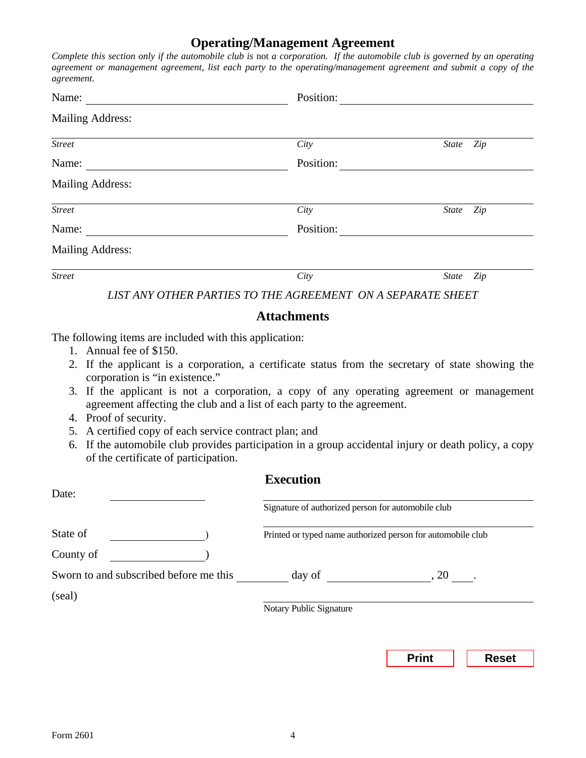## Operating/Management Agreement

*Complete this section only if the automobile club is* not *a corporation. If the automobile club is governed by an operating agreement or management agreement, list each party to the operating/management agreement and submit a copy of the agreement.*

Name: ______________________ Position: ______________________

Mailing Address:

______________________________________________

*Street* *City* *State* *Zip*

Name: ______________________ Position: ______________________

Mailing Address:

______________________________________________

*Street* *City* *State* *Zip*

Name: ______________________ Position: ______________________

Mailing Address:

______________________________________________

*Street* *City* *State* *Zip*

*LIST ANY OTHER PARTIES TO THE AGREEMENT ON A SEPARATE SHEET*

## Attachments

The following items are included with this application:

1. Annual fee of $150.
2. If the applicant is a corporation, a certificate status from the secretary of state showing the corporation is "in existence."
3. If the applicant is not a corporation, a copy of any operating agreement or management agreement affecting the club and a list of each party to the agreement.
4. Proof of security.
5. A certified copy of each service contract plan; and
6. If the automobile club provides participation in a group accidental injury or death policy, a copy of the certificate of participation.

## Execution

Date: ______________

______________________________________________
Signature of authorized person for automobile club

State of ______________ )

______________________________________________
Printed or typed name authorized person for automobile club

County of ______________ )

Sworn to and subscribed before me this ________ day of ______________, 20 ____.

(seal)

______________________________________________
Notary Public Signature

Print Reset

Form 2601